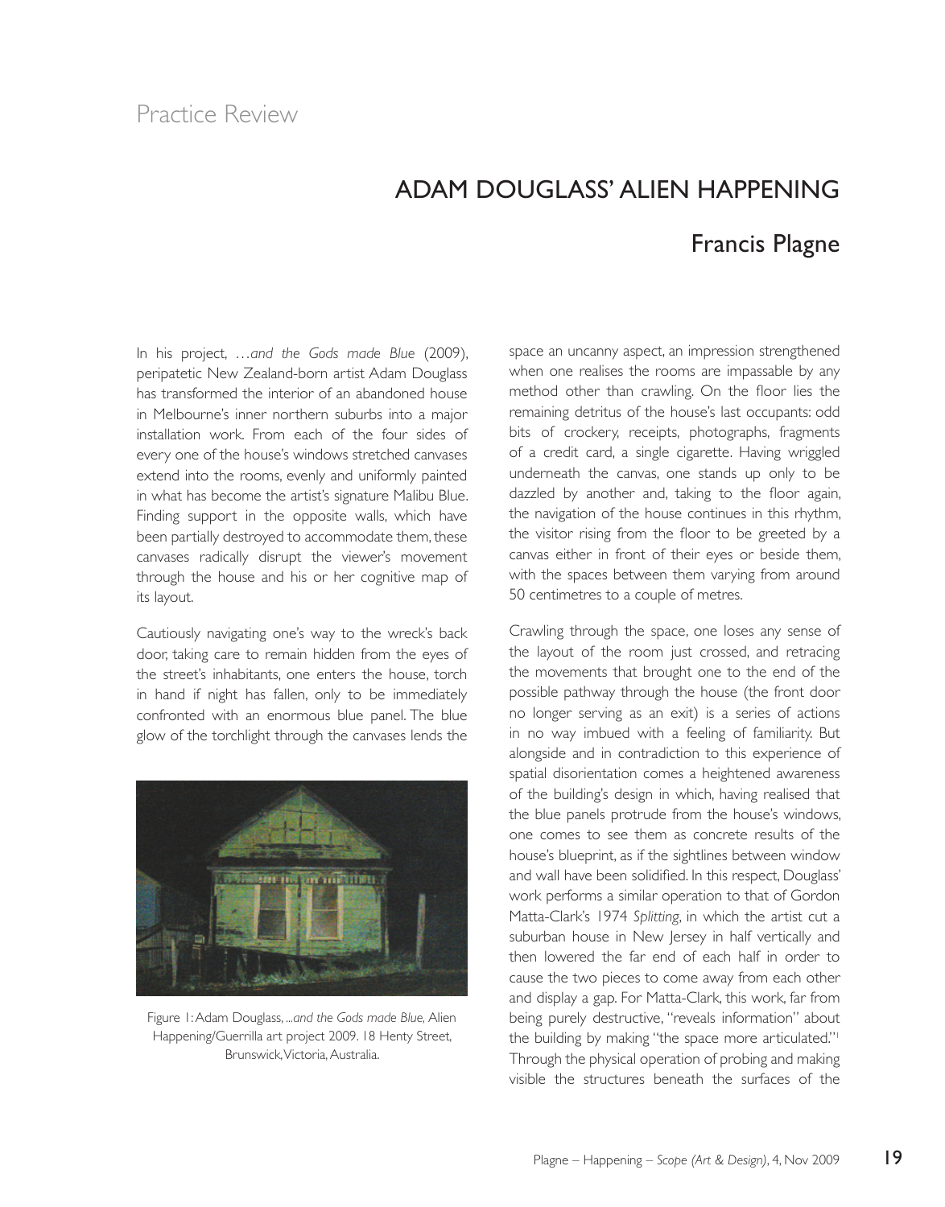Practice Review

# ADAM DOUGLASS' ALIEN HAPPENING

## Francis Plagne

In his project, *…and the Gods made Blue* (2009), peripatetic New Zealand-born artist Adam Douglass has transformed the interior of an abandoned house in Melbourne's inner northern suburbs into a major installation work. From each of the four sides of every one of the house's windows stretched canvases extend into the rooms, evenly and uniformly painted in what has become the artist's signature Malibu Blue. Finding support in the opposite walls, which have been partially destroyed to accommodate them, these canvases radically disrupt the viewer's movement through the house and his or her cognitive map of its layout.

Cautiously navigating one's way to the wreck's back door, taking care to remain hidden from the eyes of the street's inhabitants, one enters the house, torch in hand if night has fallen, only to be immediately confronted with an enormous blue panel. The blue glow of the torchlight through the canvases lends the space an uncanny aspect, an impression strengthened when one realises the rooms are impassable by any method other than crawling. On the floor lies the remaining detritus of the house's last occupants: odd bits of crockery, receipts, photographs, fragments of a credit card, a single cigarette. Having wriggled underneath the canvas, one stands up only to be dazzled by another and, taking to the floor again, the navigation of the house continues in this rhythm, the visitor rising from the floor to be greeted by a canvas either in front of their eyes or beside them, with the spaces between them varying from around 50 centimetres to a couple of metres.

Figure 1: Adam Douglass, *...and the Gods made Blue,* Alien Happening/Guerrilla art project 2009. 18 Henty Street, Brunswick, Victoria, Australia.

Crawling through the space, one loses any sense of the layout of the room just crossed, and retracing the movements that brought one to the end of the possible pathway through the house (the front door no longer serving as an exit) is a series of actions in no way imbued with a feeling of familiarity. But alongside and in contradiction to this experience of spatial disorientation comes a heightened awareness of the building's design in which, having realised that the blue panels protrude from the house's windows, one comes to see them as concrete results of the house's blueprint, as if the sightlines between window and wall have been solidified. In this respect, Douglass' work performs a similar operation to that of Gordon Matta-Clark's 1974 *Splitting*, in which the artist cut a suburban house in New Jersey in half vertically and then lowered the far end of each half in order to cause the two pieces to come away from each other and display a gap. For Matta-Clark, this work, far from being purely destructive, "reveals information" about the building by making "the space more articulated."[1] Through the physical operation of probing and making visible the structures beneath the surfaces of the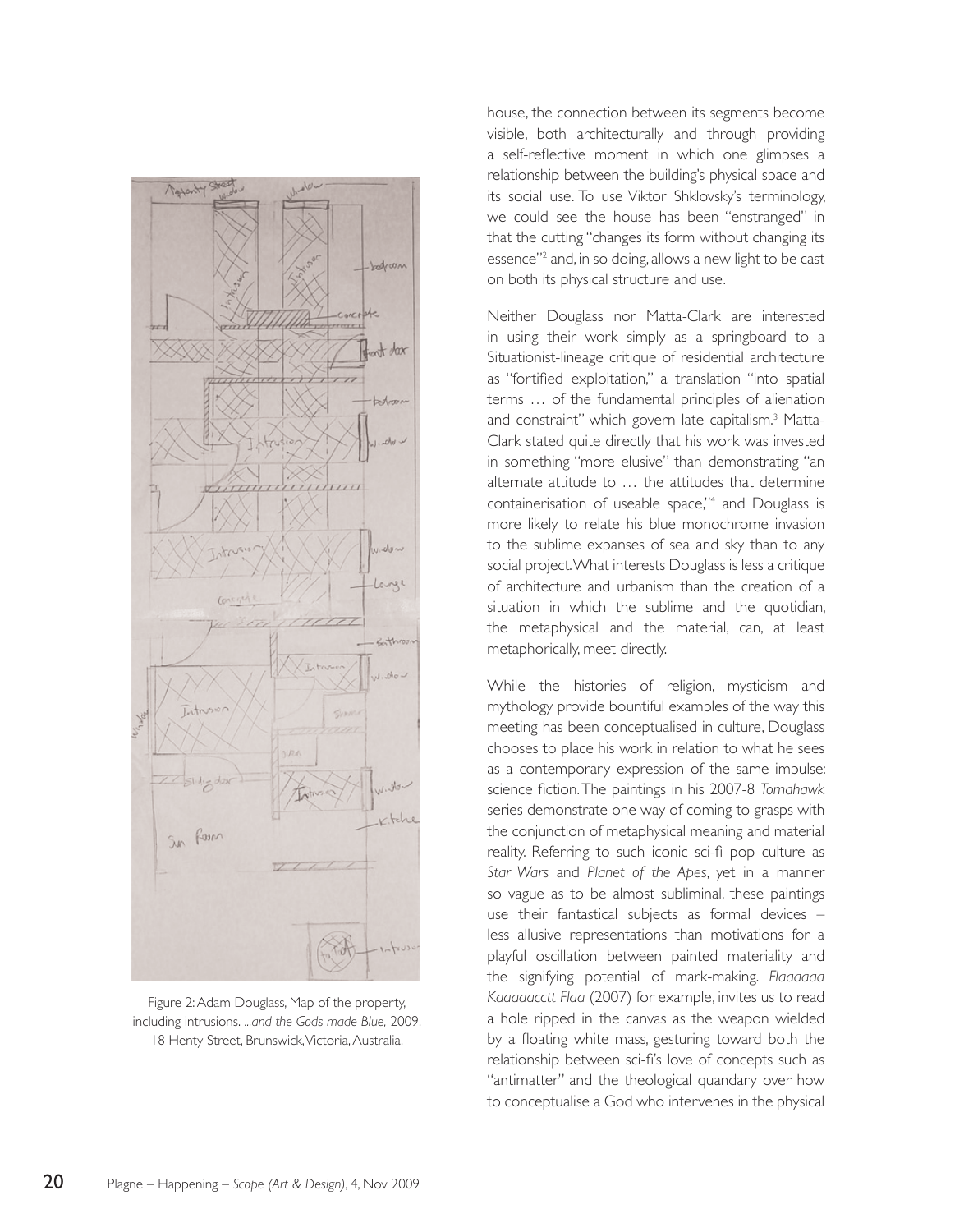Figure 2: Adam Douglass, Map of the property, including intrusions. *...and the Gods made Blue,* 2009. 18 Henty Street, Brunswick, Victoria, Australia.

house, the connection between its segments become visible, both architecturally and through providing a self-reflective moment in which one glimpses a relationship between the building's physical space and its social use. To use Viktor Shklovsky's terminology, we could see the house has been "enstranged" in that the cutting "changes its form without changing its essence"[2] and, in so doing, allows a new light to be cast on both its physical structure and use.

Neither Douglass nor Matta-Clark are interested in using their work simply as a springboard to a Situationist-lineage critique of residential architecture as "fortified exploitation," a translation "into spatial terms … of the fundamental principles of alienation and constraint" which govern late capitalism.[3] Matta-Clark stated quite directly that his work was invested in something "more elusive" than demonstrating "an alternate attitude to … the attitudes that determine containerisation of useable space,"[4] and Douglass is more likely to relate his blue monochrome invasion to the sublime expanses of sea and sky than to any social project. What interests Douglass is less a critique of architecture and urbanism than the creation of a situation in which the sublime and the quotidian, the metaphysical and the material, can, at least metaphorically, meet directly.

While the histories of religion, mysticism and mythology provide bountiful examples of the way this meeting has been conceptualised in culture, Douglass chooses to place his work in relation to what he sees as a contemporary expression of the same impulse: science fiction. The paintings in his 2007-8 *Tomahawk* series demonstrate one way of coming to grasps with the conjunction of metaphysical meaning and material reality. Referring to such iconic sci-fi pop culture as *Star Wars* and *Planet of the Apes*, yet in a manner so vague as to be almost subliminal, these paintings use their fantastical subjects as formal devices – less allusive representations than motivations for a playful oscillation between painted materiality and the signifying potential of mark-making. *Flaaaaaa Kaaaaacctt Flaa* (2007) for example, invites us to read a hole ripped in the canvas as the weapon wielded by a floating white mass, gesturing toward both the relationship between sci-fi's love of concepts such as "antimatter" and the theological quandary over how to conceptualise a God who intervenes in the physical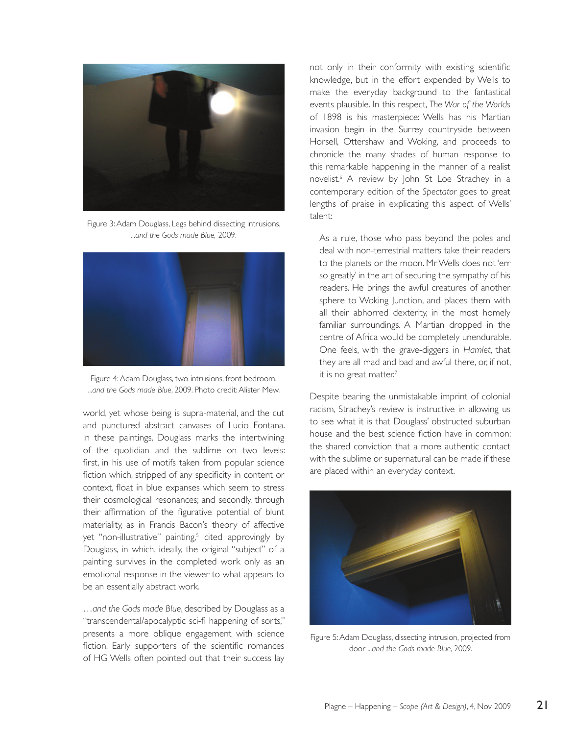Figure 3: Adam Douglass, Legs behind dissecting intrusions, *...and the Gods made Blue,* 2009.

Figure 4: Adam Douglass, two intrusions, front bedroom. *...and the Gods made Blue*, 2009. Photo credit: Alister Mew.

world, yet whose being is supra-material, and the cut and punctured abstract canvases of Lucio Fontana. In these paintings, Douglass marks the intertwining of the quotidian and the sublime on two levels: first, in his use of motifs taken from popular science fiction which, stripped of any specificity in content or context, float in blue expanses which seem to stress their cosmological resonances; and secondly, through their affirmation of the figurative potential of blunt materiality, as in Francis Bacon's theory of affective yet "non-illustrative" painting,[5] cited approvingly by Douglass, in which, ideally, the original "subject" of a painting survives in the completed work only as an emotional response in the viewer to what appears to be an essentially abstract work.

*…and the Gods made Blue*, described by Douglass as a "transcendental/apocalyptic sci-fi happening of sorts," presents a more oblique engagement with science fiction. Early supporters of the scientific romances of HG Wells often pointed out that their success lay not only in their conformity with existing scientific knowledge, but in the effort expended by Wells to make the everyday background to the fantastical events plausible. In this respect, *The War of the Worlds* of 1898 is his masterpiece: Wells has his Martian invasion begin in the Surrey countryside between Horsell, Ottershaw and Woking, and proceeds to chronicle the many shades of human response to this remarkable happening in the manner of a realist novelist.[6] A review by John St Loe Strachey in a contemporary edition of the *Spectator* goes to great lengths of praise in explicating this aspect of Wells' talent:

> As a rule, those who pass beyond the poles and deal with non-terrestrial matters take their readers to the planets or the moon. Mr Wells does not 'err so greatly' in the art of securing the sympathy of his readers. He brings the awful creatures of another sphere to Woking Junction, and places them with all their abhorred dexterity, in the most homely familiar surroundings. A Martian dropped in the centre of Africa would be completely unendurable. One feels, with the grave-diggers in *Hamlet*, that they are all mad and bad and awful there, or, if not, it is no great matter.[7]

Despite bearing the unmistakable imprint of colonial racism, Strachey's review is instructive in allowing us to see what it is that Douglass' obstructed suburban house and the best science fiction have in common: the shared conviction that a more authentic contact with the sublime or supernatural can be made if these are placed within an everyday context.

Figure 5: Adam Douglass, dissecting intrusion, projected from door *...and the Gods made Blue*, 2009.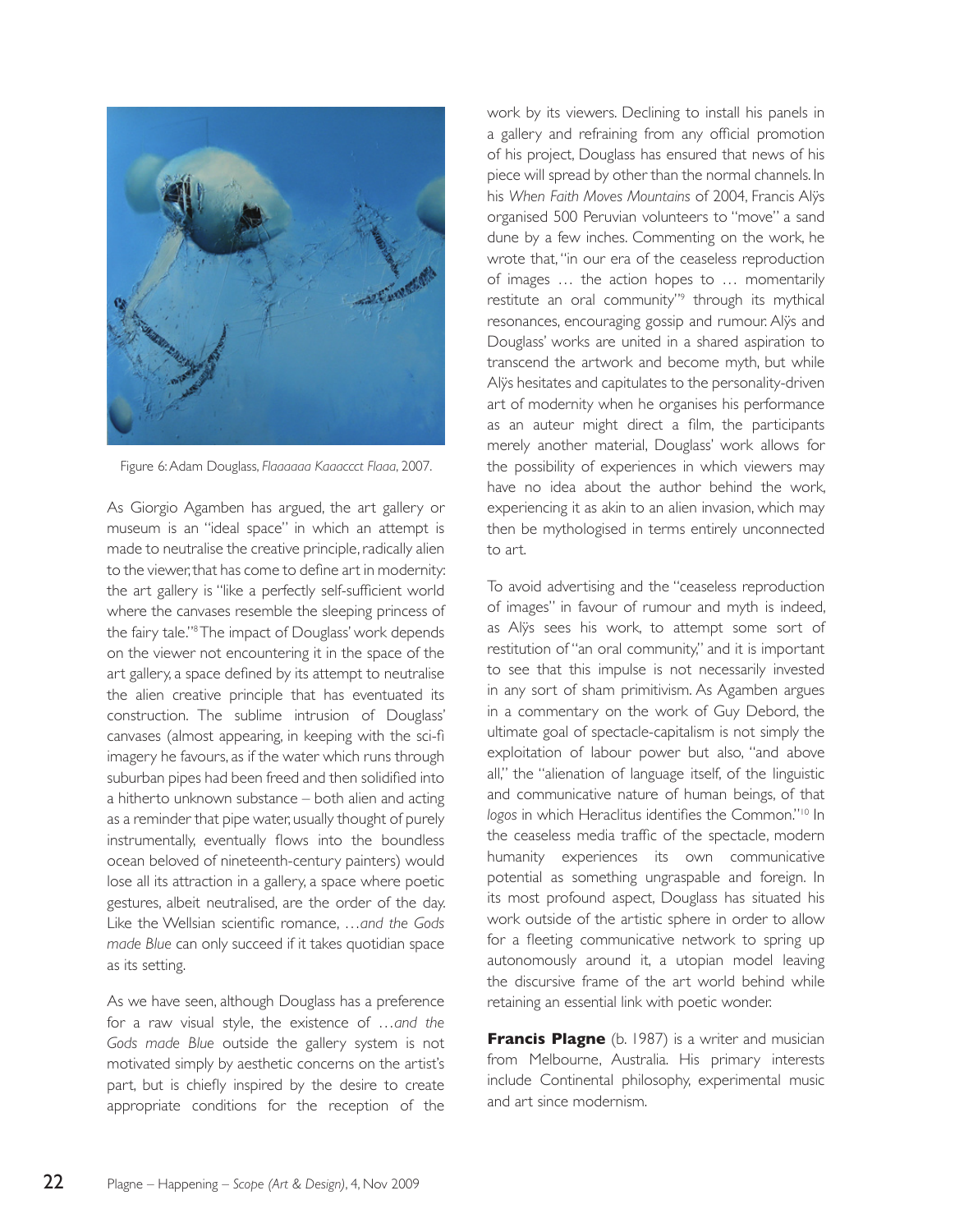Figure 6: Adam Douglass, *Flaaaaaa Kaaaccct Flaaa*, 2007.

As Giorgio Agamben has argued, the art gallery or museum is an "ideal space" in which an attempt is made to neutralise the creative principle, radically alien to the viewer, that has come to define art in modernity: the art gallery is "like a perfectly self-sufficient world where the canvases resemble the sleeping princess of the fairy tale."[8] The impact of Douglass' work depends on the viewer not encountering it in the space of the art gallery, a space defined by its attempt to neutralise the alien creative principle that has eventuated its construction. The sublime intrusion of Douglass' canvases (almost appearing, in keeping with the sci-fi imagery he favours, as if the water which runs through suburban pipes had been freed and then solidified into a hitherto unknown substance – both alien and acting as a reminder that pipe water, usually thought of purely instrumentally, eventually flows into the boundless ocean beloved of nineteenth-century painters) would lose all its attraction in a gallery, a space where poetic gestures, albeit neutralised, are the order of the day. Like the Wellsian scientific romance, *…and the Gods made Blue* can only succeed if it takes quotidian space as its setting.

As we have seen, although Douglass has a preference for a raw visual style, the existence of *…and the Gods made Blue* outside the gallery system is not motivated simply by aesthetic concerns on the artist's part, but is chiefly inspired by the desire to create appropriate conditions for the reception of the work by its viewers. Declining to install his panels in a gallery and refraining from any official promotion of his project, Douglass has ensured that news of his piece will spread by other than the normal channels. In his *When Faith Moves Mountains* of 2004, Francis Alÿs organised 500 Peruvian volunteers to "move" a sand dune by a few inches. Commenting on the work, he wrote that, "in our era of the ceaseless reproduction of images … the action hopes to … momentarily restitute an oral community"[9] through its mythical resonances, encouraging gossip and rumour. Alÿs and Douglass' works are united in a shared aspiration to transcend the artwork and become myth, but while Alÿs hesitates and capitulates to the personality-driven art of modernity when he organises his performance as an auteur might direct a film, the participants merely another material, Douglass' work allows for the possibility of experiences in which viewers may have no idea about the author behind the work, experiencing it as akin to an alien invasion, which may then be mythologised in terms entirely unconnected to art.

To avoid advertising and the "ceaseless reproduction of images" in favour of rumour and myth is indeed, as Alÿs sees his work, to attempt some sort of restitution of "an oral community," and it is important to see that this impulse is not necessarily invested in any sort of sham primitivism. As Agamben argues in a commentary on the work of Guy Debord, the ultimate goal of spectacle-capitalism is not simply the exploitation of labour power but also, "and above all," the "alienation of language itself, of the linguistic and communicative nature of human beings, of that *logos* in which Heraclitus identifies the Common."[10] In the ceaseless media traffic of the spectacle, modern humanity experiences its own communicative potential as something ungraspable and foreign. In its most profound aspect, Douglass has situated his work outside of the artistic sphere in order to allow for a fleeting communicative network to spring up autonomously around it, a utopian model leaving the discursive frame of the art world behind while retaining an essential link with poetic wonder.

**Francis Plagne** (b. 1987) is a writer and musician from Melbourne, Australia. His primary interests include Continental philosophy, experimental music and art since modernism.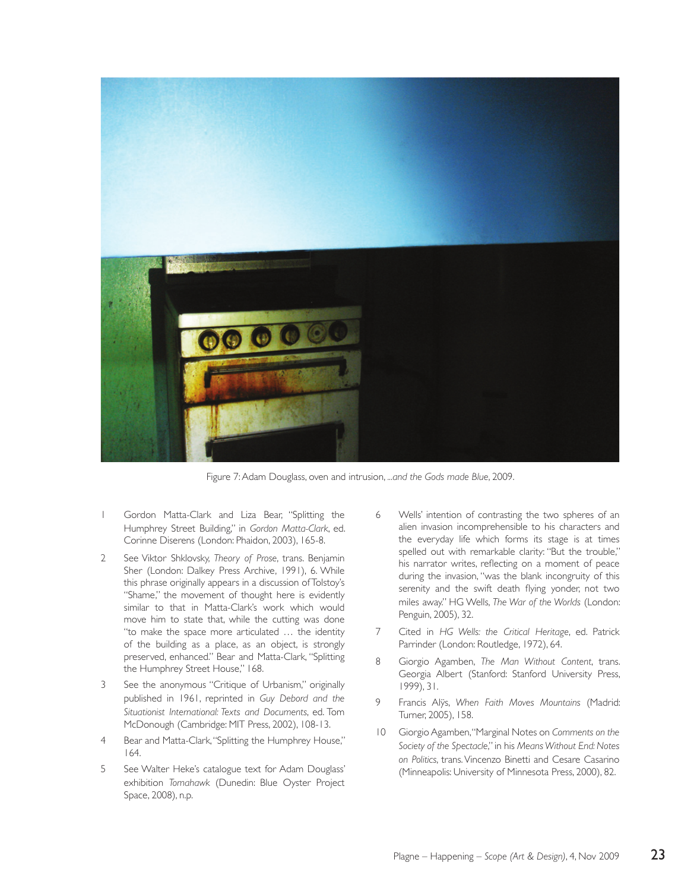Figure 7: Adam Douglass, oven and intrusion, *...and the Gods made Blue*, 2009.

1. Gordon Matta-Clark and Liza Bear, "Splitting the Humphrey Street Building," in *Gordon Matta-Clark*, ed. Corinne Diserens (London: Phaidon, 2003), 165-8.
2. See Viktor Shklovsky, *Theory of Prose*, trans. Benjamin Sher (London: Dalkey Press Archive, 1991), 6. While this phrase originally appears in a discussion of Tolstoy's "Shame," the movement of thought here is evidently similar to that in Matta-Clark's work which would move him to state that, while the cutting was done "to make the space more articulated … the identity of the building as a place, as an object, is strongly preserved, enhanced." Bear and Matta-Clark, "Splitting the Humphrey Street House," 168.
3. See the anonymous "Critique of Urbanism," originally published in 1961, reprinted in *Guy Debord and the Situationist International: Texts and Documents*, ed. Tom McDonough (Cambridge: MIT Press, 2002), 108-13.
4. Bear and Matta-Clark, "Splitting the Humphrey House," 164.
5. See Walter Heke's catalogue text for Adam Douglass' exhibition *Tomahawk* (Dunedin: Blue Oyster Project Space, 2008), n.p.
6. Wells' intention of contrasting the two spheres of an alien invasion incomprehensible to his characters and the everyday life which forms its stage is at times spelled out with remarkable clarity: "But the trouble," his narrator writes, reflecting on a moment of peace during the invasion, "was the blank incongruity of this serenity and the swift death flying yonder, not two miles away." HG Wells, *The War of the Worlds* (London: Penguin, 2005), 32.
7. Cited in *HG Wells: the Critical Heritage*, ed. Patrick Parrinder (London: Routledge, 1972), 64.
8. Giorgio Agamben, *The Man Without Content*, trans. Georgia Albert (Stanford: Stanford University Press, 1999), 31.
9. Francis Alÿs, *When Faith Moves Mountains* (Madrid: Turner, 2005), 158.
10. Giorgio Agamben, "Marginal Notes on *Comments on the Society of the Spectacle*," in his *Means Without End: Notes on Politics*, trans. Vincenzo Binetti and Cesare Casarino (Minneapolis: University of Minnesota Press, 2000), 82.